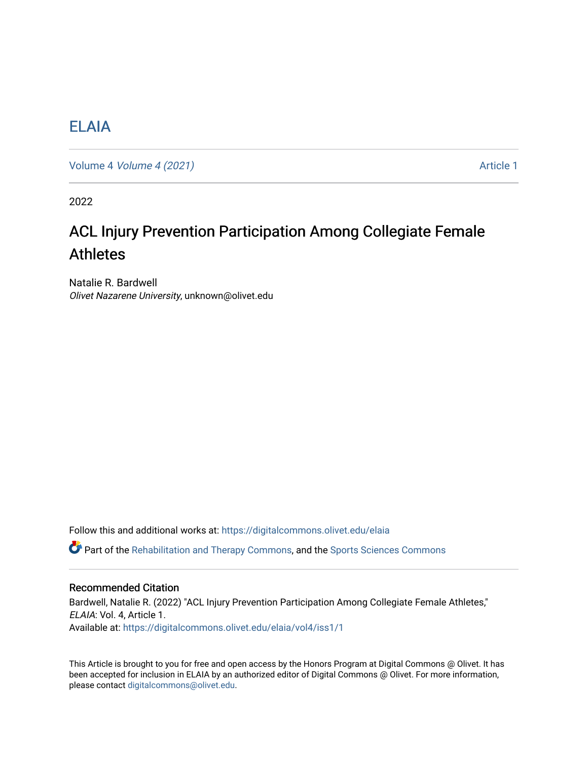# ELAIA

Volume 4 *Volume 4 (2021)* Article 1

2022

## ACL Injury Prevention Participation Among Collegiate Female Athletes

Natalie R. Bardwell
*Olivet Nazarene University*, unknown@olivet.edu

Follow this and additional works at: https://digitalcommons.olivet.edu/elaia

Part of the Rehabilitation and Therapy Commons, and the Sports Sciences Commons

### Recommended Citation

Bardwell, Natalie R. (2022) "ACL Injury Prevention Participation Among Collegiate Female Athletes," *ELAIA*: Vol. 4, Article 1.
Available at: https://digitalcommons.olivet.edu/elaia/vol4/iss1/1

This Article is brought to you for free and open access by the Honors Program at Digital Commons @ Olivet. It has been accepted for inclusion in ELAIA by an authorized editor of Digital Commons @ Olivet. For more information, please contact digitalcommons@olivet.edu.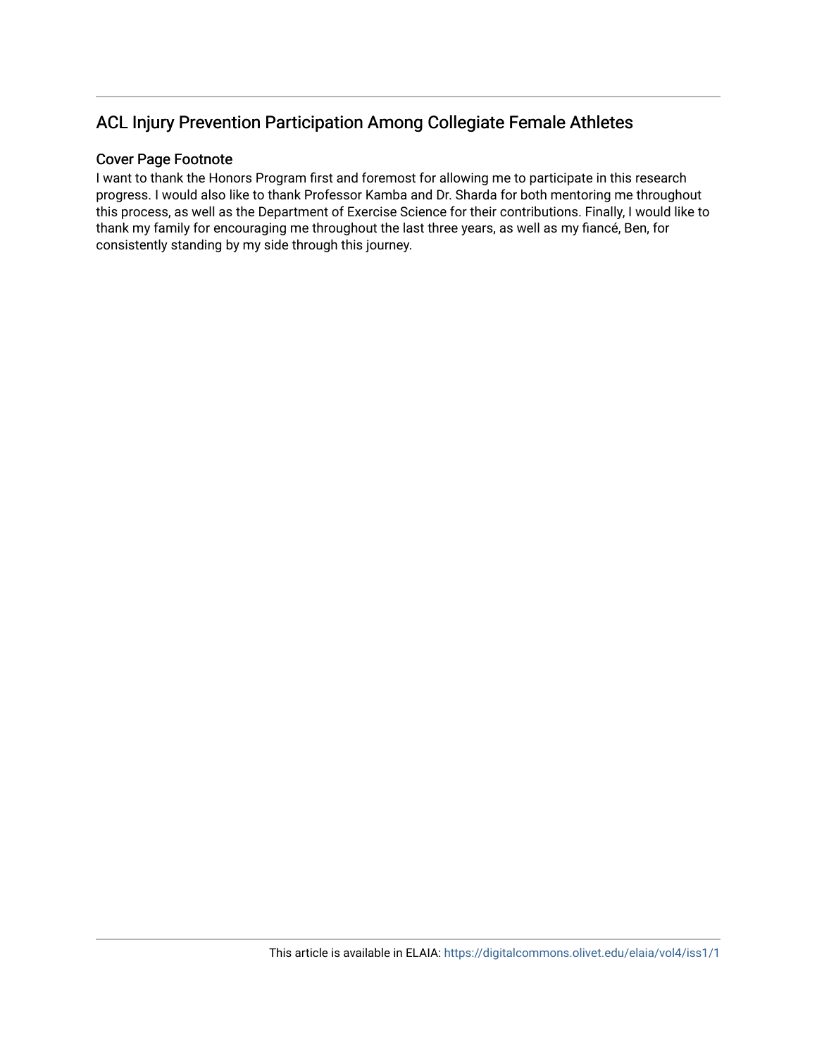## ACL Injury Prevention Participation Among Collegiate Female Athletes

### Cover Page Footnote

I want to thank the Honors Program first and foremost for allowing me to participate in this research progress. I would also like to thank Professor Kamba and Dr. Sharda for both mentoring me throughout this process, as well as the Department of Exercise Science for their contributions. Finally, I would like to thank my family for encouraging me throughout the last three years, as well as my fiancé, Ben, for consistently standing by my side through this journey.

This article is available in ELAIA: https://digitalcommons.olivet.edu/elaia/vol4/iss1/1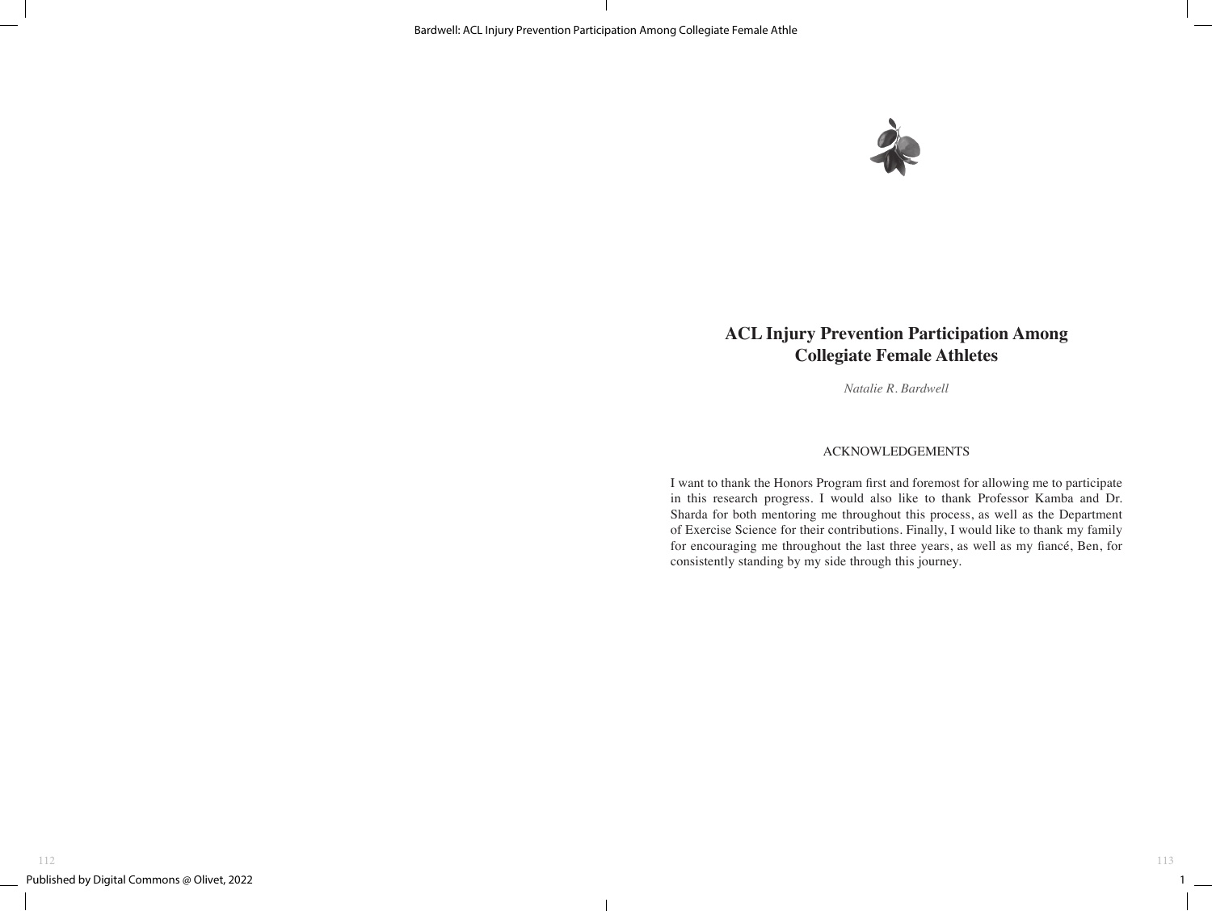# ACL Injury Prevention Participation Among Collegiate Female Athletes

*Natalie R. Bardwell*

## ACKNOWLEDGEMENTS

I want to thank the Honors Program first and foremost for allowing me to participate in this research progress. I would also like to thank Professor Kamba and Dr. Sharda for both mentoring me throughout this process, as well as the Department of Exercise Science for their contributions. Finally, I would like to thank my family for encouraging me throughout the last three years, as well as my fiancé, Ben, for consistently standing by my side through this journey.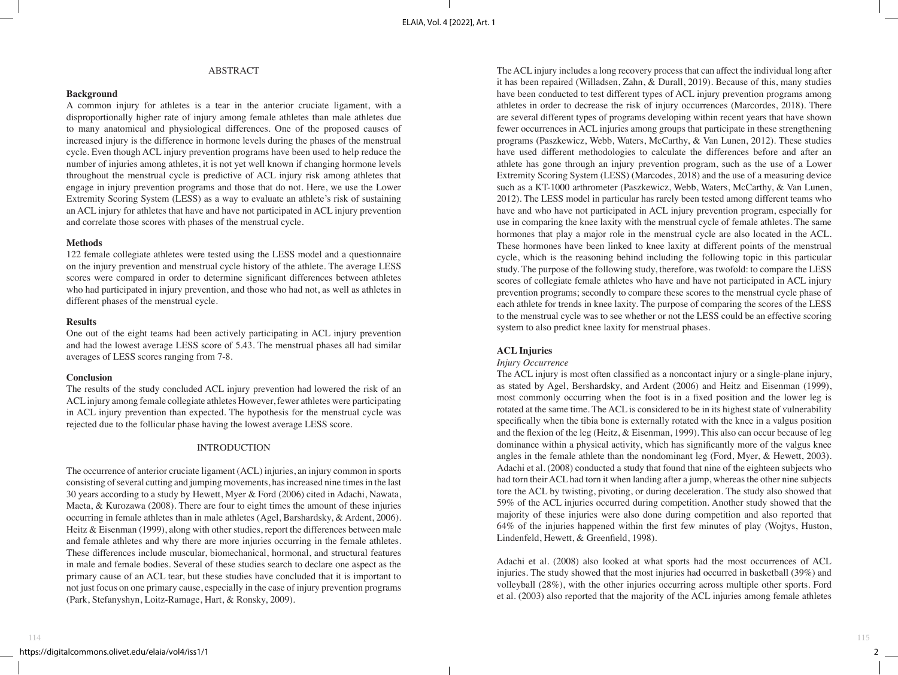## ABSTRACT

**Background**

A common injury for athletes is a tear in the anterior cruciate ligament, with a disproportionally higher rate of injury among female athletes than male athletes due to many anatomical and physiological differences. One of the proposed causes of increased injury is the difference in hormone levels during the phases of the menstrual cycle. Even though ACL injury prevention programs have been used to help reduce the number of injuries among athletes, it is not yet well known if changing hormone levels throughout the menstrual cycle is predictive of ACL injury risk among athletes that engage in injury prevention programs and those that do not. Here, we use the Lower Extremity Scoring System (LESS) as a way to evaluate an athlete's risk of sustaining an ACL injury for athletes that have and have not participated in ACL injury prevention and correlate those scores with phases of the menstrual cycle.

**Methods**

122 female collegiate athletes were tested using the LESS model and a questionnaire on the injury prevention and menstrual cycle history of the athlete. The average LESS scores were compared in order to determine significant differences between athletes who had participated in injury prevention, and those who had not, as well as athletes in different phases of the menstrual cycle.

**Results**

One out of the eight teams had been actively participating in ACL injury prevention and had the lowest average LESS score of 5.43. The menstrual phases all had similar averages of LESS scores ranging from 7-8.

**Conclusion**

The results of the study concluded ACL injury prevention had lowered the risk of an ACL injury among female collegiate athletes However, fewer athletes were participating in ACL injury prevention than expected. The hypothesis for the menstrual cycle was rejected due to the follicular phase having the lowest average LESS score.

## INTRODUCTION

The occurrence of anterior cruciate ligament (ACL) injuries, an injury common in sports consisting of several cutting and jumping movements, has increased nine times in the last 30 years according to a study by Hewett, Myer & Ford (2006) cited in Adachi, Nawata, Maeta, & Kurozawa (2008). There are four to eight times the amount of these injuries occurring in female athletes than in male athletes (Agel, Barshardsky, & Ardent, 2006). Heitz & Eisenman (1999), along with other studies, report the differences between male and female athletes and why there are more injuries occurring in the female athletes. These differences include muscular, biomechanical, hormonal, and structural features in male and female bodies. Several of these studies search to declare one aspect as the primary cause of an ACL tear, but these studies have concluded that it is important to not just focus on one primary cause, especially in the case of injury prevention programs (Park, Stefanyshyn, Loitz-Ramage, Hart, & Ronsky, 2009).

The ACL injury includes a long recovery process that can affect the individual long after it has been repaired (Willadsen, Zahn, & Durall, 2019). Because of this, many studies have been conducted to test different types of ACL injury prevention programs among athletes in order to decrease the risk of injury occurrences (Marcordes, 2018). There are several different types of programs developing within recent years that have shown fewer occurrences in ACL injuries among groups that participate in these strengthening programs (Paszkewicz, Webb, Waters, McCarthy, & Van Lunen, 2012). These studies have used different methodologies to calculate the differences before and after an athlete has gone through an injury prevention program, such as the use of a Lower Extremity Scoring System (LESS) (Marcodes, 2018) and the use of a measuring device such as a KT-1000 arthrometer (Paszkewicz, Webb, Waters, McCarthy, & Van Lunen, 2012). The LESS model in particular has rarely been tested among different teams who have and who have not participated in ACL injury prevention program, especially for use in comparing the knee laxity with the menstrual cycle of female athletes. The same hormones that play a major role in the menstrual cycle are also located in the ACL. These hormones have been linked to knee laxity at different points of the menstrual cycle, which is the reasoning behind including the following topic in this particular study. The purpose of the following study, therefore, was twofold: to compare the LESS scores of collegiate female athletes who have and have not participated in ACL injury prevention programs; secondly to compare these scores to the menstrual cycle phase of each athlete for trends in knee laxity. The purpose of comparing the scores of the LESS to the menstrual cycle was to see whether or not the LESS could be an effective scoring system to also predict knee laxity for menstrual phases.

### ACL Injuries

*Injury Occurrence*

The ACL injury is most often classified as a noncontact injury or a single-plane injury, as stated by Agel, Bershardsky, and Ardent (2006) and Heitz and Eisenman (1999), most commonly occurring when the foot is in a fixed position and the lower leg is rotated at the same time. The ACL is considered to be in its highest state of vulnerability specifically when the tibia bone is externally rotated with the knee in a valgus position and the flexion of the leg (Heitz, & Eisenman, 1999). This also can occur because of leg dominance within a physical activity, which has significantly more of the valgus knee angles in the female athlete than the nondominant leg (Ford, Myer, & Hewett, 2003). Adachi et al. (2008) conducted a study that found that nine of the eighteen subjects who had torn their ACL had torn it when landing after a jump, whereas the other nine subjects tore the ACL by twisting, pivoting, or during deceleration. The study also showed that 59% of the ACL injuries occurred during competition. Another study showed that the majority of these injuries were also done during competition and also reported that 64% of the injuries happened within the first few minutes of play (Wojtys, Huston, Lindenfeld, Hewett, & Greenfield, 1998).

Adachi et al. (2008) also looked at what sports had the most occurrences of ACL injuries. The study showed that the most injuries had occurred in basketball (39%) and volleyball (28%), with the other injuries occurring across multiple other sports. Ford et al. (2003) also reported that the majority of the ACL injuries among female athletes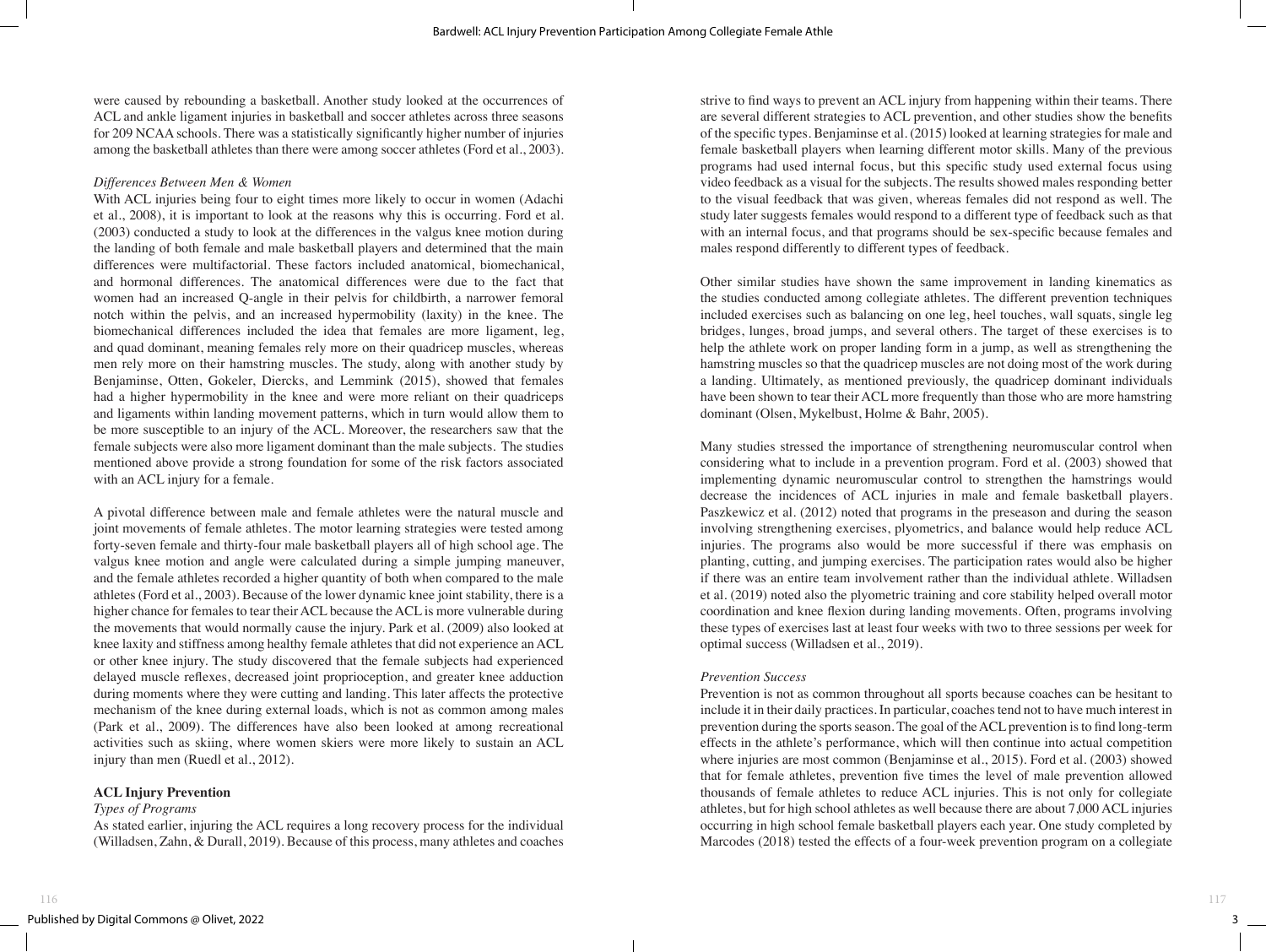were caused by rebounding a basketball. Another study looked at the occurrences of ACL and ankle ligament injuries in basketball and soccer athletes across three seasons for 209 NCAA schools. There was a statistically significantly higher number of injuries among the basketball athletes than there were among soccer athletes (Ford et al., 2003).

*Differences Between Men & Women*

With ACL injuries being four to eight times more likely to occur in women (Adachi et al., 2008), it is important to look at the reasons why this is occurring. Ford et al. (2003) conducted a study to look at the differences in the valgus knee motion during the landing of both female and male basketball players and determined that the main differences were multifactorial. These factors included anatomical, biomechanical, and hormonal differences. The anatomical differences were due to the fact that women had an increased Q-angle in their pelvis for childbirth, a narrower femoral notch within the pelvis, and an increased hypermobility (laxity) in the knee. The biomechanical differences included the idea that females are more ligament, leg, and quad dominant, meaning females rely more on their quadricep muscles, whereas men rely more on their hamstring muscles. The study, along with another study by Benjaminse, Otten, Gokeler, Diercks, and Lemmink (2015), showed that females had a higher hypermobility in the knee and were more reliant on their quadriceps and ligaments within landing movement patterns, which in turn would allow them to be more susceptible to an injury of the ACL. Moreover, the researchers saw that the female subjects were also more ligament dominant than the male subjects. The studies mentioned above provide a strong foundation for some of the risk factors associated with an ACL injury for a female.

A pivotal difference between male and female athletes were the natural muscle and joint movements of female athletes. The motor learning strategies were tested among forty-seven female and thirty-four male basketball players all of high school age. The valgus knee motion and angle were calculated during a simple jumping maneuver, and the female athletes recorded a higher quantity of both when compared to the male athletes (Ford et al., 2003). Because of the lower dynamic knee joint stability, there is a higher chance for females to tear their ACL because the ACL is more vulnerable during the movements that would normally cause the injury. Park et al. (2009) also looked at knee laxity and stiffness among healthy female athletes that did not experience an ACL or other knee injury. The study discovered that the female subjects had experienced delayed muscle reflexes, decreased joint proprioception, and greater knee adduction during moments where they were cutting and landing. This later affects the protective mechanism of the knee during external loads, which is not as common among males (Park et al., 2009). The differences have also been looked at among recreational activities such as skiing, where women skiers were more likely to sustain an ACL injury than men (Ruedl et al., 2012).

**ACL Injury Prevention**

*Types of Programs*

As stated earlier, injuring the ACL requires a long recovery process for the individual (Willadsen, Zahn, & Durall, 2019). Because of this process, many athletes and coaches strive to find ways to prevent an ACL injury from happening within their teams. There are several different strategies to ACL prevention, and other studies show the benefits of the specific types. Benjaminse et al. (2015) looked at learning strategies for male and female basketball players when learning different motor skills. Many of the previous programs had used internal focus, but this specific study used external focus using video feedback as a visual for the subjects. The results showed males responding better to the visual feedback that was given, whereas females did not respond as well. The study later suggests females would respond to a different type of feedback such as that with an internal focus, and that programs should be sex-specific because females and males respond differently to different types of feedback.

Other similar studies have shown the same improvement in landing kinematics as the studies conducted among collegiate athletes. The different prevention techniques included exercises such as balancing on one leg, heel touches, wall squats, single leg bridges, lunges, broad jumps, and several others. The target of these exercises is to help the athlete work on proper landing form in a jump, as well as strengthening the hamstring muscles so that the quadricep muscles are not doing most of the work during a landing. Ultimately, as mentioned previously, the quadricep dominant individuals have been shown to tear their ACL more frequently than those who are more hamstring dominant (Olsen, Mykelbust, Holme & Bahr, 2005).

Many studies stressed the importance of strengthening neuromuscular control when considering what to include in a prevention program. Ford et al. (2003) showed that implementing dynamic neuromuscular control to strengthen the hamstrings would decrease the incidences of ACL injuries in male and female basketball players. Paszkewicz et al. (2012) noted that programs in the preseason and during the season involving strengthening exercises, plyometrics, and balance would help reduce ACL injuries. The programs also would be more successful if there was emphasis on planting, cutting, and jumping exercises. The participation rates would also be higher if there was an entire team involvement rather than the individual athlete. Willadsen et al. (2019) noted also the plyometric training and core stability helped overall motor coordination and knee flexion during landing movements. Often, programs involving these types of exercises last at least four weeks with two to three sessions per week for optimal success (Willadsen et al., 2019).

*Prevention Success*

Prevention is not as common throughout all sports because coaches can be hesitant to include it in their daily practices. In particular, coaches tend not to have much interest in prevention during the sports season. The goal of the ACL prevention is to find long-term effects in the athlete's performance, which will then continue into actual competition where injuries are most common (Benjaminse et al., 2015). Ford et al. (2003) showed that for female athletes, prevention five times the level of male prevention allowed thousands of female athletes to reduce ACL injuries. This is not only for collegiate athletes, but for high school athletes as well because there are about 7,000 ACL injuries occurring in high school female basketball players each year. One study completed by Marcodes (2018) tested the effects of a four-week prevention program on a collegiate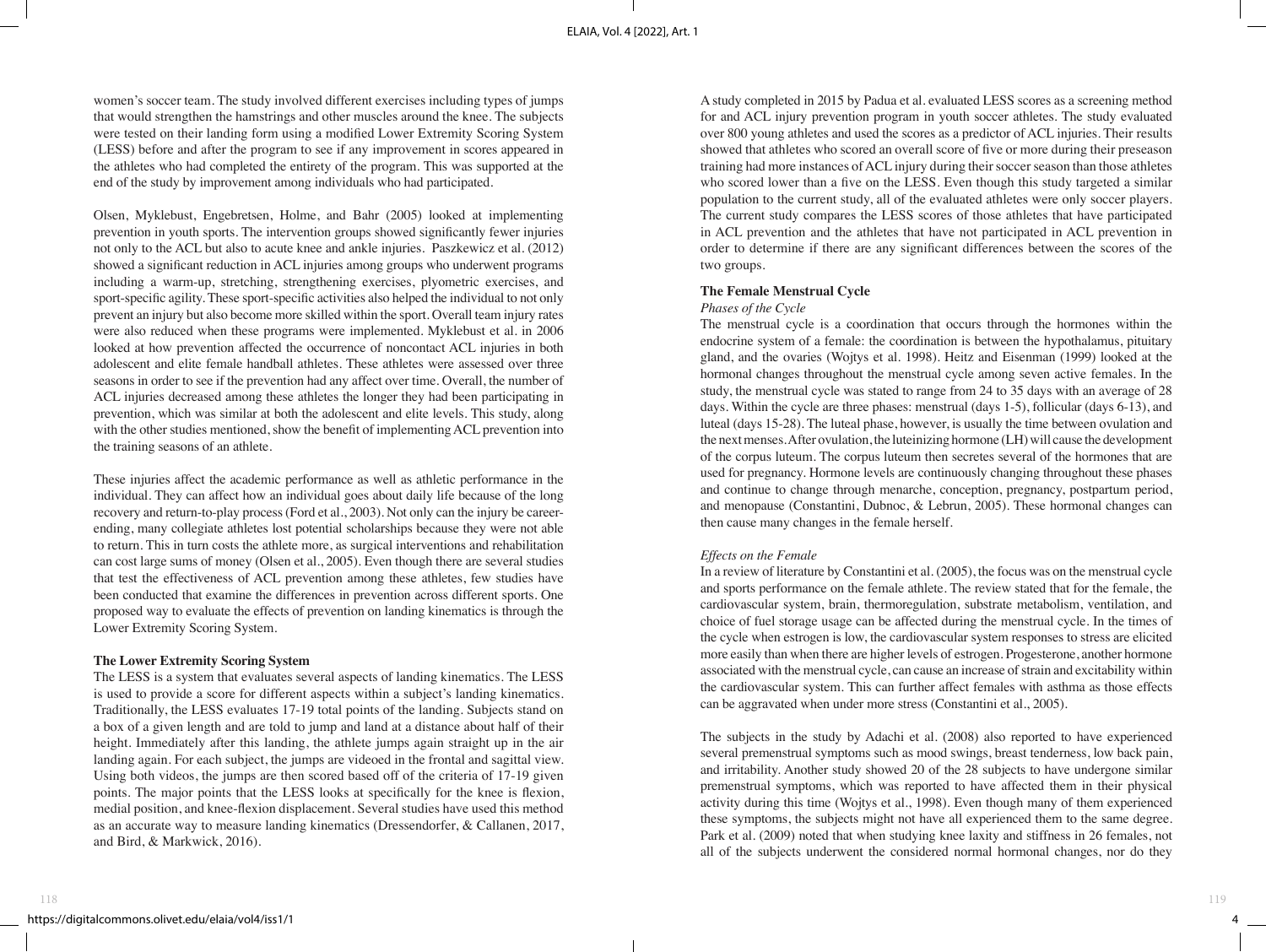women's soccer team. The study involved different exercises including types of jumps that would strengthen the hamstrings and other muscles around the knee. The subjects were tested on their landing form using a modified Lower Extremity Scoring System (LESS) before and after the program to see if any improvement in scores appeared in the athletes who had completed the entirety of the program. This was supported at the end of the study by improvement among individuals who had participated.

Olsen, Myklebust, Engebretsen, Holme, and Bahr (2005) looked at implementing prevention in youth sports. The intervention groups showed significantly fewer injuries not only to the ACL but also to acute knee and ankle injuries. Paszkewicz et al. (2012) showed a significant reduction in ACL injuries among groups who underwent programs including a warm-up, stretching, strengthening exercises, plyometric exercises, and sport-specific agility. These sport-specific activities also helped the individual to not only prevent an injury but also become more skilled within the sport. Overall team injury rates were also reduced when these programs were implemented. Myklebust et al. in 2006 looked at how prevention affected the occurrence of noncontact ACL injuries in both adolescent and elite female handball athletes. These athletes were assessed over three seasons in order to see if the prevention had any affect over time. Overall, the number of ACL injuries decreased among these athletes the longer they had been participating in prevention, which was similar at both the adolescent and elite levels. This study, along with the other studies mentioned, show the benefit of implementing ACL prevention into the training seasons of an athlete.

These injuries affect the academic performance as well as athletic performance in the individual. They can affect how an individual goes about daily life because of the long recovery and return-to-play process (Ford et al., 2003). Not only can the injury be career-ending, many collegiate athletes lost potential scholarships because they were not able to return. This in turn costs the athlete more, as surgical interventions and rehabilitation can cost large sums of money (Olsen et al., 2005). Even though there are several studies that test the effectiveness of ACL prevention among these athletes, few studies have been conducted that examine the differences in prevention across different sports. One proposed way to evaluate the effects of prevention on landing kinematics is through the Lower Extremity Scoring System.

**The Lower Extremity Scoring System**

The LESS is a system that evaluates several aspects of landing kinematics. The LESS is used to provide a score for different aspects within a subject's landing kinematics. Traditionally, the LESS evaluates 17-19 total points of the landing. Subjects stand on a box of a given length and are told to jump and land at a distance about half of their height. Immediately after this landing, the athlete jumps again straight up in the air landing again. For each subject, the jumps are videoed in the frontal and sagittal view. Using both videos, the jumps are then scored based off of the criteria of 17-19 given points. The major points that the LESS looks at specifically for the knee is flexion, medial position, and knee-flexion displacement. Several studies have used this method as an accurate way to measure landing kinematics (Dressendorfer, & Callanen, 2017, and Bird, & Markwick, 2016).

A study completed in 2015 by Padua et al. evaluated LESS scores as a screening method for and ACL injury prevention program in youth soccer athletes. The study evaluated over 800 young athletes and used the scores as a predictor of ACL injuries. Their results showed that athletes who scored an overall score of five or more during their preseason training had more instances of ACL injury during their soccer season than those athletes who scored lower than a five on the LESS. Even though this study targeted a similar population to the current study, all of the evaluated athletes were only soccer players. The current study compares the LESS scores of those athletes that have participated in ACL prevention and the athletes that have not participated in ACL prevention in order to determine if there are any significant differences between the scores of the two groups.

**The Female Menstrual Cycle**

*Phases of the Cycle*

The menstrual cycle is a coordination that occurs through the hormones within the endocrine system of a female: the coordination is between the hypothalamus, pituitary gland, and the ovaries (Wojtys et al. 1998). Heitz and Eisenman (1999) looked at the hormonal changes throughout the menstrual cycle among seven active females. In the study, the menstrual cycle was stated to range from 24 to 35 days with an average of 28 days. Within the cycle are three phases: menstrual (days 1-5), follicular (days 6-13), and luteal (days 15-28). The luteal phase, however, is usually the time between ovulation and the next menses. After ovulation, the luteinizing hormone (LH) will cause the development of the corpus luteum. The corpus luteum then secretes several of the hormones that are used for pregnancy. Hormone levels are continuously changing throughout these phases and continue to change through menarche, conception, pregnancy, postpartum period, and menopause (Constantini, Dubnoc, & Lebrun, 2005). These hormonal changes can then cause many changes in the female herself.

*Effects on the Female*

In a review of literature by Constantini et al. (2005), the focus was on the menstrual cycle and sports performance on the female athlete. The review stated that for the female, the cardiovascular system, brain, thermoregulation, substrate metabolism, ventilation, and choice of fuel storage usage can be affected during the menstrual cycle. In the times of the cycle when estrogen is low, the cardiovascular system responses to stress are elicited more easily than when there are higher levels of estrogen. Progesterone, another hormone associated with the menstrual cycle, can cause an increase of strain and excitability within the cardiovascular system. This can further affect females with asthma as those effects can be aggravated when under more stress (Constantini et al., 2005).

The subjects in the study by Adachi et al. (2008) also reported to have experienced several premenstrual symptoms such as mood swings, breast tenderness, low back pain, and irritability. Another study showed 20 of the 28 subjects to have undergone similar premenstrual symptoms, which was reported to have affected them in their physical activity during this time (Wojtys et al., 1998). Even though many of them experienced these symptoms, the subjects might not have all experienced them to the same degree. Park et al. (2009) noted that when studying knee laxity and stiffness in 26 females, not all of the subjects underwent the considered normal hormonal changes, nor do they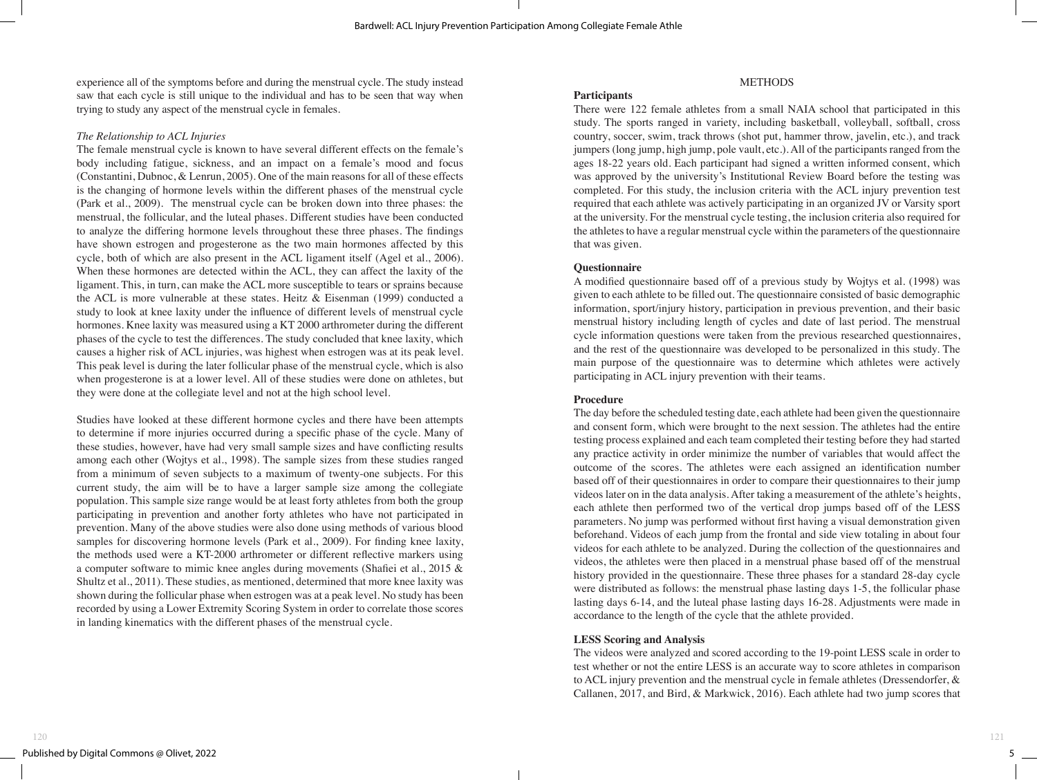experience all of the symptoms before and during the menstrual cycle. The study instead saw that each cycle is still unique to the individual and has to be seen that way when trying to study any aspect of the menstrual cycle in females.

*The Relationship to ACL Injuries*

The female menstrual cycle is known to have several different effects on the female's body including fatigue, sickness, and an impact on a female's mood and focus (Constantini, Dubnoc, & Lenrun, 2005). One of the main reasons for all of these effects is the changing of hormone levels within the different phases of the menstrual cycle (Park et al., 2009). The menstrual cycle can be broken down into three phases: the menstrual, the follicular, and the luteal phases. Different studies have been conducted to analyze the differing hormone levels throughout these three phases. The findings have shown estrogen and progesterone as the two main hormones affected by this cycle, both of which are also present in the ACL ligament itself (Agel et al., 2006). When these hormones are detected within the ACL, they can affect the laxity of the ligament. This, in turn, can make the ACL more susceptible to tears or sprains because the ACL is more vulnerable at these states. Heitz & Eisenman (1999) conducted a study to look at knee laxity under the influence of different levels of menstrual cycle hormones. Knee laxity was measured using a KT 2000 arthrometer during the different phases of the cycle to test the differences. The study concluded that knee laxity, which causes a higher risk of ACL injuries, was highest when estrogen was at its peak level. This peak level is during the later follicular phase of the menstrual cycle, which is also when progesterone is at a lower level. All of these studies were done on athletes, but they were done at the collegiate level and not at the high school level.

Studies have looked at these different hormone cycles and there have been attempts to determine if more injuries occurred during a specific phase of the cycle. Many of these studies, however, have had very small sample sizes and have conflicting results among each other (Wojtys et al., 1998). The sample sizes from these studies ranged from a minimum of seven subjects to a maximum of twenty-one subjects. For this current study, the aim will be to have a larger sample size among the collegiate population. This sample size range would be at least forty athletes from both the group participating in prevention and another forty athletes who have not participated in prevention. Many of the above studies were also done using methods of various blood samples for discovering hormone levels (Park et al., 2009). For finding knee laxity, the methods used were a KT-2000 arthrometer or different reflective markers using a computer software to mimic knee angles during movements (Shafiei et al., 2015 & Shultz et al., 2011). These studies, as mentioned, determined that more knee laxity was shown during the follicular phase when estrogen was at a peak level. No study has been recorded by using a Lower Extremity Scoring System in order to correlate those scores in landing kinematics with the different phases of the menstrual cycle.

## METHODS

### Participants

There were 122 female athletes from a small NAIA school that participated in this study. The sports ranged in variety, including basketball, volleyball, softball, cross country, soccer, swim, track throws (shot put, hammer throw, javelin, etc.), and track jumpers (long jump, high jump, pole vault, etc.). All of the participants ranged from the ages 18-22 years old. Each participant had signed a written informed consent, which was approved by the university's Institutional Review Board before the testing was completed. For this study, the inclusion criteria with the ACL injury prevention test required that each athlete was actively participating in an organized JV or Varsity sport at the university. For the menstrual cycle testing, the inclusion criteria also required for the athletes to have a regular menstrual cycle within the parameters of the questionnaire that was given.

### Questionnaire

A modified questionnaire based off of a previous study by Wojtys et al. (1998) was given to each athlete to be filled out. The questionnaire consisted of basic demographic information, sport/injury history, participation in previous prevention, and their basic menstrual history including length of cycles and date of last period. The menstrual cycle information questions were taken from the previous researched questionnaires, and the rest of the questionnaire was developed to be personalized in this study. The main purpose of the questionnaire was to determine which athletes were actively participating in ACL injury prevention with their teams.

### Procedure

The day before the scheduled testing date, each athlete had been given the questionnaire and consent form, which were brought to the next session. The athletes had the entire testing process explained and each team completed their testing before they had started any practice activity in order minimize the number of variables that would affect the outcome of the scores. The athletes were each assigned an identification number based off of their questionnaires in order to compare their questionnaires to their jump videos later on in the data analysis. After taking a measurement of the athlete's heights, each athlete then performed two of the vertical drop jumps based off of the LESS parameters. No jump was performed without first having a visual demonstration given beforehand. Videos of each jump from the frontal and side view totaling in about four videos for each athlete to be analyzed. During the collection of the questionnaires and videos, the athletes were then placed in a menstrual phase based off of the menstrual history provided in the questionnaire. These three phases for a standard 28-day cycle were distributed as follows: the menstrual phase lasting days 1-5, the follicular phase lasting days 6-14, and the luteal phase lasting days 16-28. Adjustments were made in accordance to the length of the cycle that the athlete provided.

### LESS Scoring and Analysis

The videos were analyzed and scored according to the 19-point LESS scale in order to test whether or not the entire LESS is an accurate way to score athletes in comparison to ACL injury prevention and the menstrual cycle in female athletes (Dressendorfer, & Callanen, 2017, and Bird, & Markwick, 2016). Each athlete had two jump scores that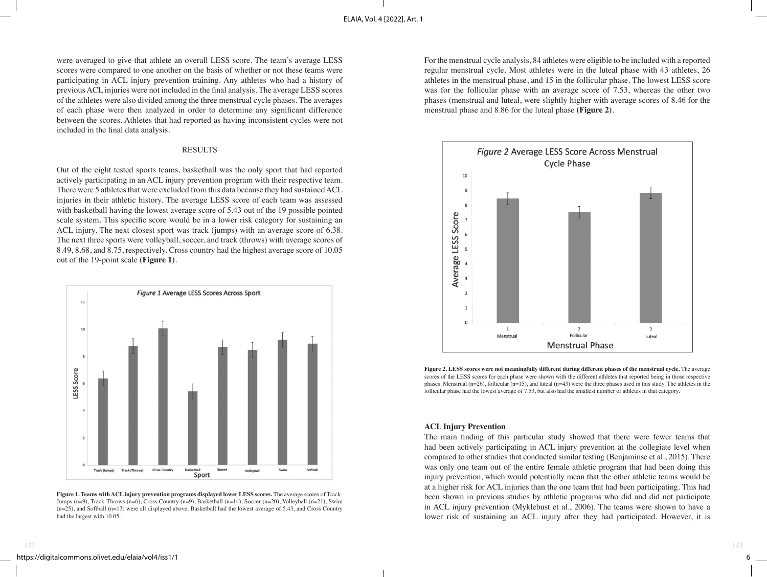were averaged to give that athlete an overall LESS score. The team's average LESS scores were compared to one another on the basis of whether or not these teams were participating in ACL injury prevention training. Any athletes who had a history of previous ACL injuries were not included in the final analysis. The average LESS scores of the athletes were also divided among the three menstrual cycle phases. The averages of each phase were then analyzed in order to determine any significant difference between the scores. Athletes that had reported as having inconsistent cycles were not included in the final data analysis.

## RESULTS

Out of the eight tested sports teams, basketball was the only sport that had reported actively participating in an ACL injury prevention program with their respective team. There were 5 athletes that were excluded from this data because they had sustained ACL injuries in their athletic history. The average LESS score of each team was assessed with basketball having the lowest average score of 5.43 out of the 19 possible pointed scale system. This specific score would be in a lower risk category for sustaining an ACL injury. The next closest sport was track (jumps) with an average score of 6.38. The next three sports were volleyball, soccer, and track (throws) with average scores of 8.49, 8.68, and 8.75, respectively. Cross country had the highest average score of 10.05 out of the 19-point scale **(Figure 1)**.

**Figure 1. Teams with ACL injury prevention programs displayed lower LESS scores.** The average scores of Track-Jumps (n=9), Track-Throws (n=6), Cross Country (n=9), Basketball (n=14), Soccer (n=20), Volleyball (n=21), Swim (n=25), and Softball (n=13) were all displayed above. Basketball had the lowest average of 5.43, and Cross Country had the largest with 10.05.

For the menstrual cycle analysis, 84 athletes were eligible to be included with a reported regular menstrual cycle. Most athletes were in the luteal phase with 43 athletes, 26 athletes in the menstrual phase, and 15 in the follicular phase. The lowest LESS score was for the follicular phase with an average score of 7.53, whereas the other two phases (menstrual and luteal, were slightly higher with average scores of 8.46 for the menstrual phase and 8.86 for the luteal phase **(Figure 2)**.

**Figure 2. LESS scores were not meaningfully different during different phases of the menstrual cycle.** The average scores of the LESS scores for each phase were shown with the different athletes that reported being in those respective phases. Menstrual (n=26), follicular (n=15), and luteal (n=43) were the three phases used in this study. The athletes in the follicular phase had the lowest average of 7.53, but also had the smallest number of athletes in that category.

### ACL Injury Prevention

The main finding of this particular study showed that there were fewer teams that had been actively participating in ACL injury prevention at the collegiate level when compared to other studies that conducted similar testing (Benjaminse et al., 2015). There was only one team out of the entire female athletic program that had been doing this injury prevention, which would potentially mean that the other athletic teams would be at a higher risk for ACL injuries than the one team that had been participating. This had been shown in previous studies by athletic programs who did and did not participate in ACL injury prevention (Myklebust et al., 2006). The teams were shown to have a lower risk of sustaining an ACL injury after they had participated. However, it is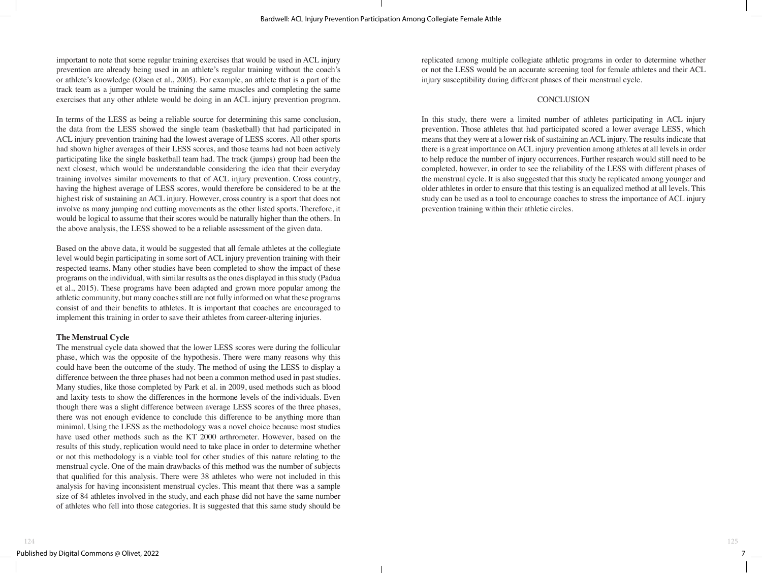important to note that some regular training exercises that would be used in ACL injury prevention are already being used in an athlete's regular training without the coach's or athlete's knowledge (Olsen et al., 2005). For example, an athlete that is a part of the track team as a jumper would be training the same muscles and completing the same exercises that any other athlete would be doing in an ACL injury prevention program.

In terms of the LESS as being a reliable source for determining this same conclusion, the data from the LESS showed the single team (basketball) that had participated in ACL injury prevention training had the lowest average of LESS scores. All other sports had shown higher averages of their LESS scores, and those teams had not been actively participating like the single basketball team had. The track (jumps) group had been the next closest, which would be understandable considering the idea that their everyday training involves similar movements to that of ACL injury prevention. Cross country, having the highest average of LESS scores, would therefore be considered to be at the highest risk of sustaining an ACL injury. However, cross country is a sport that does not involve as many jumping and cutting movements as the other listed sports. Therefore, it would be logical to assume that their scores would be naturally higher than the others. In the above analysis, the LESS showed to be a reliable assessment of the given data.

Based on the above data, it would be suggested that all female athletes at the collegiate level would begin participating in some sort of ACL injury prevention training with their respected teams. Many other studies have been completed to show the impact of these programs on the individual, with similar results as the ones displayed in this study (Padua et al., 2015). These programs have been adapted and grown more popular among the athletic community, but many coaches still are not fully informed on what these programs consist of and their benefits to athletes. It is important that coaches are encouraged to implement this training in order to save their athletes from career-altering injuries.

**The Menstrual Cycle**

The menstrual cycle data showed that the lower LESS scores were during the follicular phase, which was the opposite of the hypothesis. There were many reasons why this could have been the outcome of the study. The method of using the LESS to display a difference between the three phases had not been a common method used in past studies. Many studies, like those completed by Park et al. in 2009, used methods such as blood and laxity tests to show the differences in the hormone levels of the individuals. Even though there was a slight difference between average LESS scores of the three phases, there was not enough evidence to conclude this difference to be anything more than minimal. Using the LESS as the methodology was a novel choice because most studies have used other methods such as the KT 2000 arthrometer. However, based on the results of this study, replication would need to take place in order to determine whether or not this methodology is a viable tool for other studies of this nature relating to the menstrual cycle. One of the main drawbacks of this method was the number of subjects that qualified for this analysis. There were 38 athletes who were not included in this analysis for having inconsistent menstrual cycles. This meant that there was a sample size of 84 athletes involved in the study, and each phase did not have the same number of athletes who fell into those categories. It is suggested that this same study should be replicated among multiple collegiate athletic programs in order to determine whether or not the LESS would be an accurate screening tool for female athletes and their ACL injury susceptibility during different phases of their menstrual cycle.

## CONCLUSION

In this study, there were a limited number of athletes participating in ACL injury prevention. Those athletes that had participated scored a lower average LESS, which means that they were at a lower risk of sustaining an ACL injury. The results indicate that there is a great importance on ACL injury prevention among athletes at all levels in order to help reduce the number of injury occurrences. Further research would still need to be completed, however, in order to see the reliability of the LESS with different phases of the menstrual cycle. It is also suggested that this study be replicated among younger and older athletes in order to ensure that this testing is an equalized method at all levels. This study can be used as a tool to encourage coaches to stress the importance of ACL injury prevention training within their athletic circles.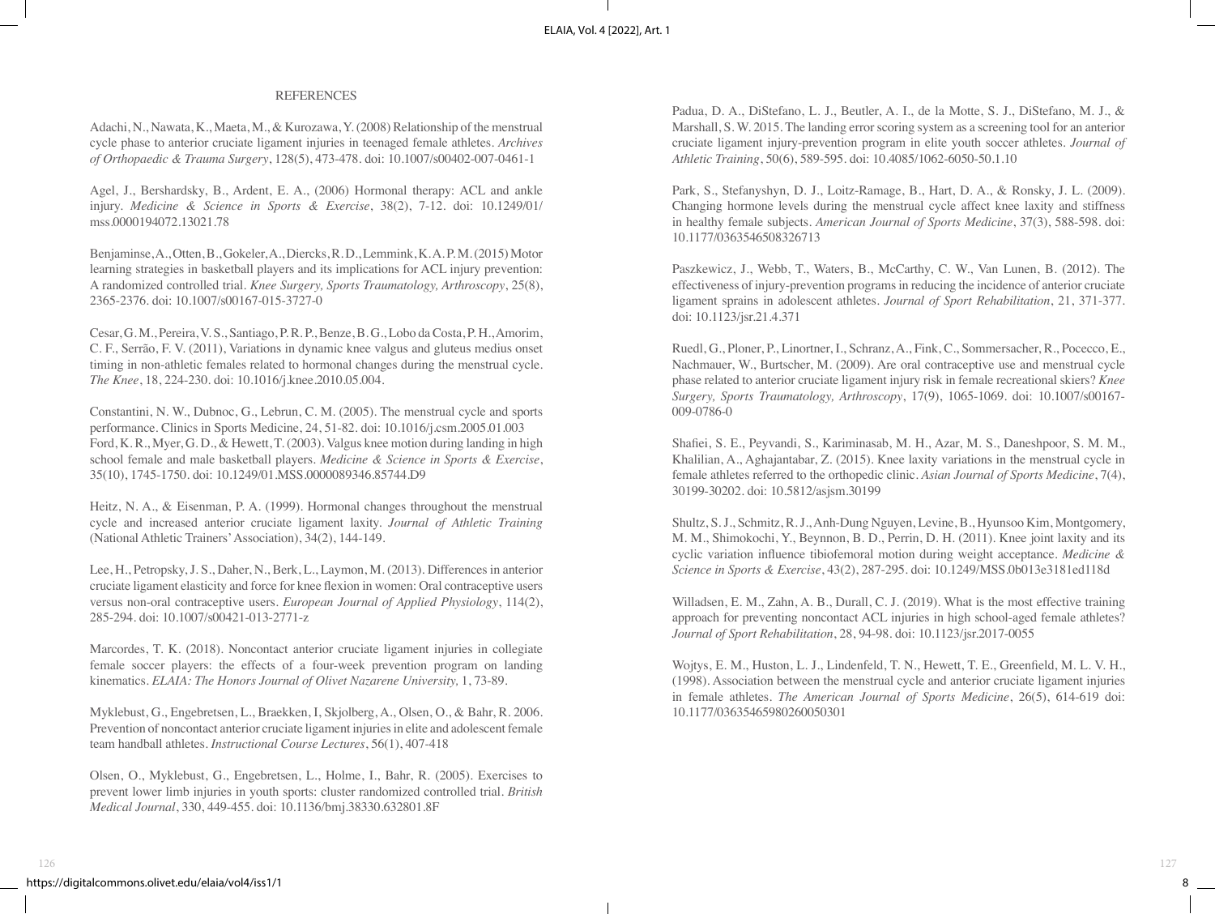## REFERENCES

Adachi, N., Nawata, K., Maeta, M., & Kurozawa, Y. (2008) Relationship of the menstrual cycle phase to anterior cruciate ligament injuries in teenaged female athletes. *Archives of Orthopaedic & Trauma Surgery*, 128(5), 473-478. doi: 10.1007/s00402-007-0461-1

Agel, J., Bershardsky, B., Ardent, E. A., (2006) Hormonal therapy: ACL and ankle injury. *Medicine & Science in Sports & Exercise*, 38(2), 7-12. doi: 10.1249/01/mss.0000194072.13021.78

Benjaminse, A., Otten, B., Gokeler, A., Diercks, R. D., Lemmink, K. A. P. M. (2015) Motor learning strategies in basketball players and its implications for ACL injury prevention: A randomized controlled trial. *Knee Surgery, Sports Traumatology, Arthroscopy*, 25(8), 2365-2376. doi: 10.1007/s00167-015-3727-0

Cesar, G. M., Pereira, V. S., Santiago, P. R. P., Benze, B. G., Lobo da Costa, P. H., Amorim, C. F., Serrão, F. V. (2011), Variations in dynamic knee valgus and gluteus medius onset timing in non-athletic females related to hormonal changes during the menstrual cycle. *The Knee*, 18, 224-230. doi: 10.1016/j.knee.2010.05.004.

Constantini, N. W., Dubnoc, G., Lebrun, C. M. (2005). The menstrual cycle and sports performance. Clinics in Sports Medicine, 24, 51-82. doi: 10.1016/j.csm.2005.01.003

Ford, K. R., Myer, G. D., & Hewett, T. (2003). Valgus knee motion during landing in high school female and male basketball players. *Medicine & Science in Sports & Exercise*, 35(10), 1745-1750. doi: 10.1249/01.MSS.0000089346.85744.D9

Heitz, N. A., & Eisenman, P. A. (1999). Hormonal changes throughout the menstrual cycle and increased anterior cruciate ligament laxity. *Journal of Athletic Training* (National Athletic Trainers' Association), 34(2), 144-149.

Lee, H., Petropsky, J. S., Daher, N., Berk, L., Laymon, M. (2013). Differences in anterior cruciate ligament elasticity and force for knee flexion in women: Oral contraceptive users versus non-oral contraceptive users. *European Journal of Applied Physiology*, 114(2), 285-294. doi: 10.1007/s00421-013-2771-z

Marcordes, T. K. (2018). Noncontact anterior cruciate ligament injuries in collegiate female soccer players: the effects of a four-week prevention program on landing kinematics. *ELAIA: The Honors Journal of Olivet Nazarene University,* 1, 73-89.

Myklebust, G., Engebretsen, L., Braekken, I, Skjolberg, A., Olsen, O., & Bahr, R. 2006. Prevention of noncontact anterior cruciate ligament injuries in elite and adolescent female team handball athletes. *Instructional Course Lectures*, 56(1), 407-418

Olsen, O., Myklebust, G., Engebretsen, L., Holme, I., Bahr, R. (2005). Exercises to prevent lower limb injuries in youth sports: cluster randomized controlled trial. *British Medical Journal*, 330, 449-455. doi: 10.1136/bmj.38330.632801.8F

Padua, D. A., DiStefano, L. J., Beutler, A. I., de la Motte, S. J., DiStefano, M. J., & Marshall, S. W. 2015. The landing error scoring system as a screening tool for an anterior cruciate ligament injury-prevention program in elite youth soccer athletes. *Journal of Athletic Training*, 50(6), 589-595. doi: 10.4085/1062-6050-50.1.10

Park, S., Stefanyshyn, D. J., Loitz-Ramage, B., Hart, D. A., & Ronsky, J. L. (2009). Changing hormone levels during the menstrual cycle affect knee laxity and stiffness in healthy female subjects. *American Journal of Sports Medicine*, 37(3), 588-598. doi: 10.1177/0363546508326713

Paszkewicz, J., Webb, T., Waters, B., McCarthy, C. W., Van Lunen, B. (2012). The effectiveness of injury-prevention programs in reducing the incidence of anterior cruciate ligament sprains in adolescent athletes. *Journal of Sport Rehabilitation*, 21, 371-377. doi: 10.1123/jsr.21.4.371

Ruedl, G., Ploner, P., Linortner, I., Schranz, A., Fink, C., Sommersacher, R., Pocecco, E., Nachmauer, W., Burtscher, M. (2009). Are oral contraceptive use and menstrual cycle phase related to anterior cruciate ligament injury risk in female recreational skiers? *Knee Surgery, Sports Traumatology, Arthroscopy*, 17(9), 1065-1069. doi: 10.1007/s00167-009-0786-0

Shafiei, S. E., Peyvandi, S., Kariminasab, M. H., Azar, M. S., Daneshpoor, S. M. M., Khalilian, A., Aghajantabar, Z. (2015). Knee laxity variations in the menstrual cycle in female athletes referred to the orthopedic clinic. *Asian Journal of Sports Medicine*, 7(4), 30199-30202. doi: 10.5812/asjsm.30199

Shultz, S. J., Schmitz, R. J., Anh-Dung Nguyen, Levine, B., Hyunsoo Kim, Montgomery, M. M., Shimokochi, Y., Beynnon, B. D., Perrin, D. H. (2011). Knee joint laxity and its cyclic variation influence tibiofemoral motion during weight acceptance. *Medicine & Science in Sports & Exercise*, 43(2), 287-295. doi: 10.1249/MSS.0b013e3181ed118d

Willadsen, E. M., Zahn, A. B., Durall, C. J. (2019). What is the most effective training approach for preventing noncontact ACL injuries in high school-aged female athletes? *Journal of Sport Rehabilitation*, 28, 94-98. doi: 10.1123/jsr.2017-0055

Wojtys, E. M., Huston, L. J., Lindenfeld, T. N., Hewett, T. E., Greenfield, M. L. V. H., (1998). Association between the menstrual cycle and anterior cruciate ligament injuries in female athletes. *The American Journal of Sports Medicine*, 26(5), 614-619 doi: 10.1177/03635465980260050301